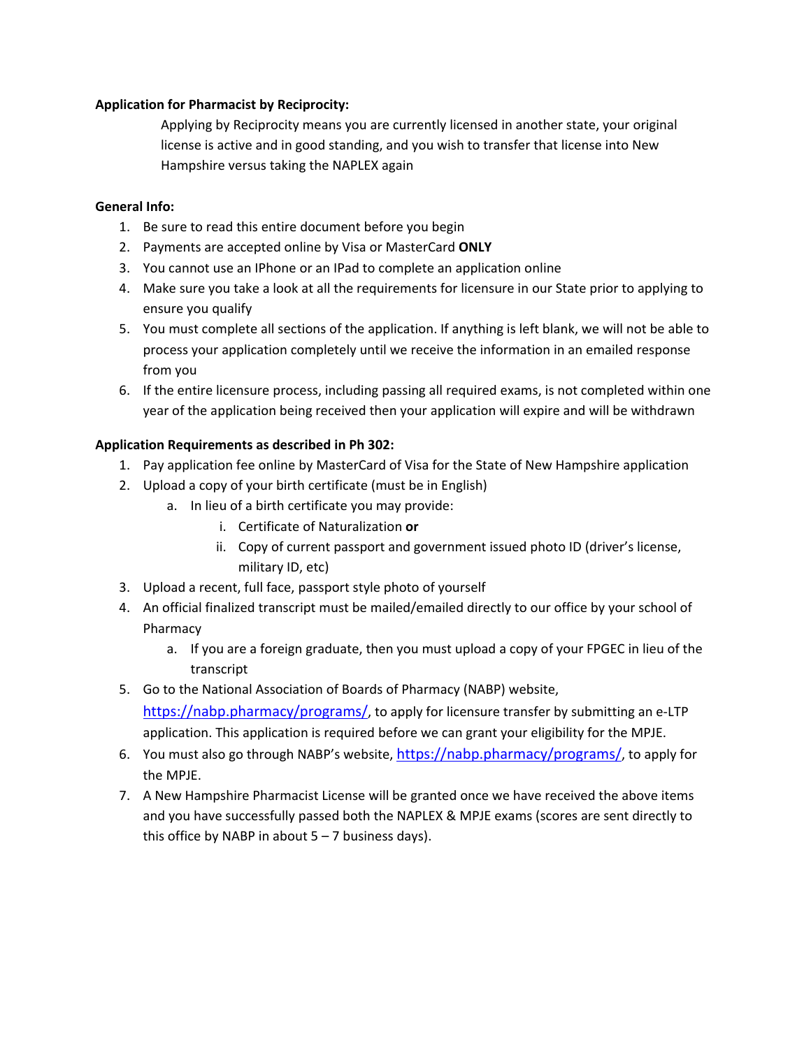**Application for Pharmacist by Reciprocity:**

Applying by Reciprocity means you are currently licensed in another state, your original license is active and in good standing, and you wish to transfer that license into New Hampshire versus taking the NAPLEX again

**General Info:**

1. Be sure to read this entire document before you begin
2. Payments are accepted online by Visa or MasterCard **ONLY**
3. You cannot use an IPhone or an IPad to complete an application online
4. Make sure you take a look at all the requirements for licensure in our State prior to applying to ensure you qualify
5. You must complete all sections of the application. If anything is left blank, we will not be able to process your application completely until we receive the information in an emailed response from you
6. If the entire licensure process, including passing all required exams, is not completed within one year of the application being received then your application will expire and will be withdrawn

**Application Requirements as described in Ph 302:**

1. Pay application fee online by MasterCard of Visa for the State of New Hampshire application
2. Upload a copy of your birth certificate (must be in English)
   a. In lieu of a birth certificate you may provide:
      i. Certificate of Naturalization **or**
      ii. Copy of current passport and government issued photo ID (driver's license, military ID, etc)
3. Upload a recent, full face, passport style photo of yourself
4. An official finalized transcript must be mailed/emailed directly to our office by your school of Pharmacy
   a. If you are a foreign graduate, then you must upload a copy of your FPGEC in lieu of the transcript
5. Go to the National Association of Boards of Pharmacy (NABP) website, https://nabp.pharmacy/programs/, to apply for licensure transfer by submitting an e-LTP application. This application is required before we can grant your eligibility for the MPJE.
6. You must also go through NABP's website, https://nabp.pharmacy/programs/, to apply for the MPJE.
7. A New Hampshire Pharmacist License will be granted once we have received the above items and you have successfully passed both the NAPLEX & MPJE exams (scores are sent directly to this office by NABP in about 5 – 7 business days).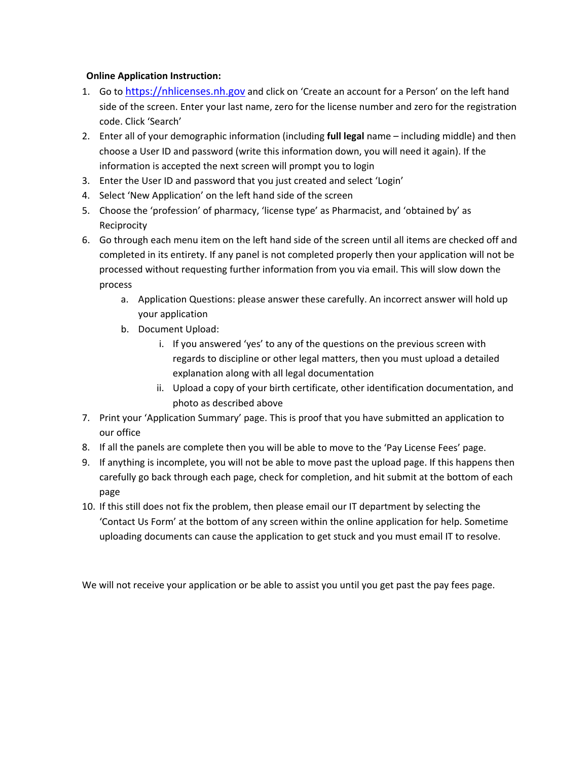**Online Application Instruction:**

1. Go to https://nhlicenses.nh.gov and click on 'Create an account for a Person' on the left hand side of the screen. Enter your last name, zero for the license number and zero for the registration code. Click 'Search'
2. Enter all of your demographic information (including **full legal** name – including middle) and then choose a User ID and password (write this information down, you will need it again). If the information is accepted the next screen will prompt you to login
3. Enter the User ID and password that you just created and select 'Login'
4. Select 'New Application' on the left hand side of the screen
5. Choose the 'profession' of pharmacy, 'license type' as Pharmacist, and 'obtained by' as Reciprocity
6. Go through each menu item on the left hand side of the screen until all items are checked off and completed in its entirety. If any panel is not completed properly then your application will not be processed without requesting further information from you via email. This will slow down the process
    a. Application Questions: please answer these carefully. An incorrect answer will hold up your application
    b. Document Upload:
        i. If you answered 'yes' to any of the questions on the previous screen with regards to discipline or other legal matters, then you must upload a detailed explanation along with all legal documentation
        ii. Upload a copy of your birth certificate, other identification documentation, and photo as described above
7. Print your 'Application Summary' page. This is proof that you have submitted an application to our office
8. If all the panels are complete then you will be able to move to the 'Pay License Fees' page.
9. If anything is incomplete, you will not be able to move past the upload page. If this happens then carefully go back through each page, check for completion, and hit submit at the bottom of each page
10. If this still does not fix the problem, then please email our IT department by selecting the 'Contact Us Form' at the bottom of any screen within the online application for help. Sometime uploading documents can cause the application to get stuck and you must email IT to resolve.

We will not receive your application or be able to assist you until you get past the pay fees page.